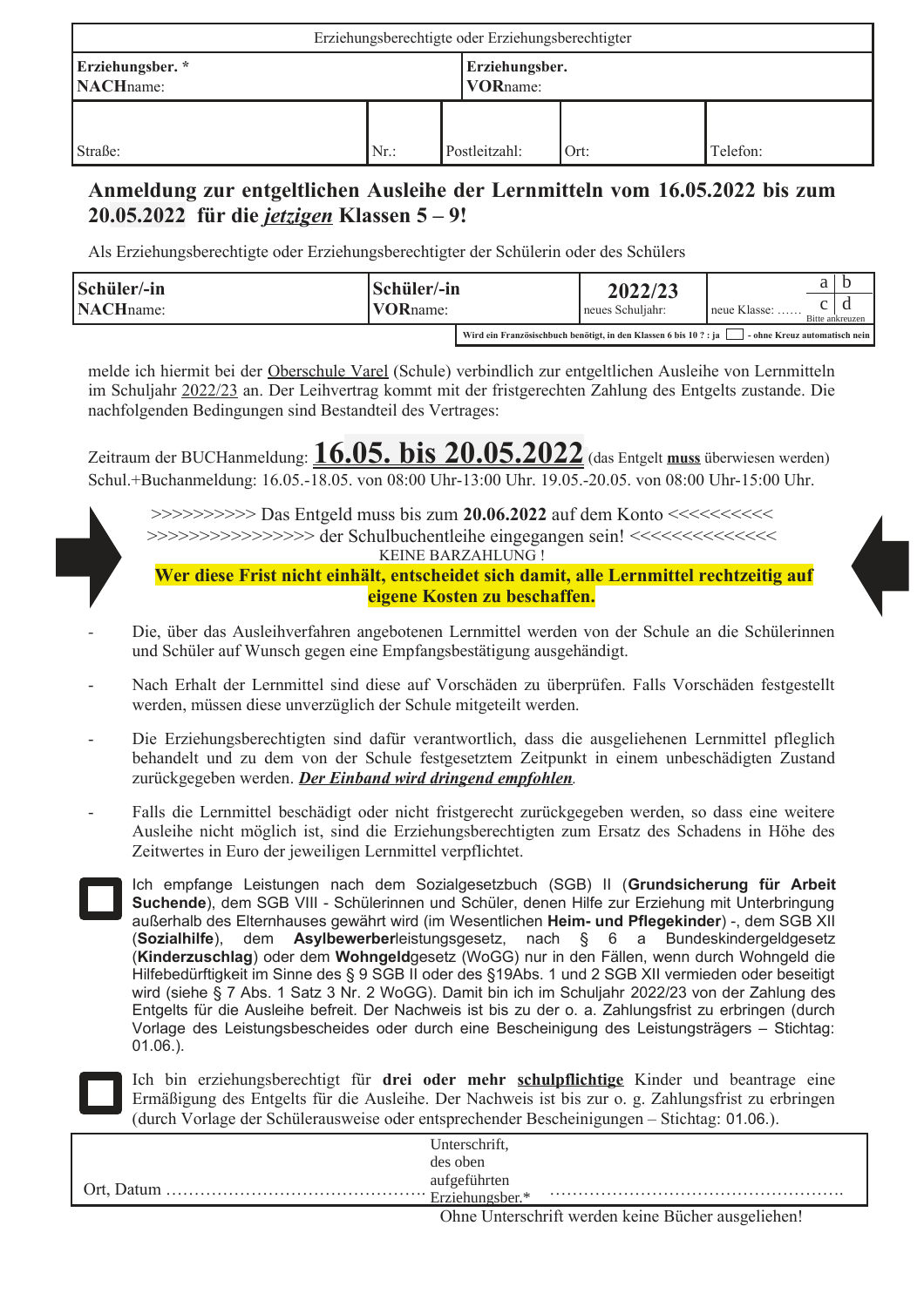| Erziehungsberechtigte oder Erziehungsberechtigter | | | | |
|---|---|---|---|---|
| **Erziehungsber. \*** **NACH**name: | | **Erziehungsber.** **VOR**name: | | |
| Straße: | Nr.: | Postleitzahl: | Ort: | Telefon: |

## Anmeldung zur entgeltlichen Ausleihe der Lernmitteln vom 16.05.2022 bis zum 20.05.2022 für die *jetzigen* Klassen 5 – 9!

Als Erziehungsberechtigte oder Erziehungsberechtigter der Schülerin oder des Schülers

| **Schüler/-in** **NACH**name: | **Schüler/-in** **VOR**name: | **2022/23** neues Schuljahr: | neue Klasse: …… a b c d (Bitte ankreuzen) |
|---|---|---|---|

Wird ein Französischbuch benötigt, in den Klassen 6 bis 10 ? : ja ☐ - ohne Kreuz automatisch nein

melde ich hiermit bei der Oberschule Varel (Schule) verbindlich zur entgeltlichen Ausleihe von Lernmitteln im Schuljahr 2022/23 an. Der Leihvertrag kommt mit der fristgerechten Zahlung des Entgelts zustande. Die nachfolgenden Bedingungen sind Bestandteil des Vertrages:

Zeitraum der BUCHanmeldung: **16.05. bis 20.05.2022** (das Entgelt **muss** überwiesen werden)
Schul.+Buchanmeldung: 16.05.-18.05. von 08:00 Uhr-13:00 Uhr. 19.05.-20.05. von 08:00 Uhr-15:00 Uhr.

>>>>>>>>>> Das Entgeld muss bis zum **20.06.2022** auf dem Konto <<<<<<<<<<
>>>>>>>>>>>>>>>> der Schulbuchentleihe eingegangen sein! <<<<<<<<<<<<<<
KEINE BARZAHLUNG !
**Wer diese Frist nicht einhält, entscheidet sich damit, alle Lernmittel rechtzeitig auf eigene Kosten zu beschaffen.**

- Die, über das Ausleihverfahren angebotenen Lernmittel werden von der Schule an die Schülerinnen und Schüler auf Wunsch gegen eine Empfangsbestätigung ausgehändigt.
- Nach Erhalt der Lernmittel sind diese auf Vorschäden zu überprüfen. Falls Vorschäden festgestellt werden, müssen diese unverzüglich der Schule mitgeteilt werden.
- Die Erziehungsberechtigten sind dafür verantwortlich, dass die ausgeliehenen Lernmittel pfleglich behandelt und zu dem von der Schule festgesetztem Zeitpunkt in einem unbeschädigten Zustand zurückgegeben werden. ***Der Einband wird dringend empfohlen***.
- Falls die Lernmittel beschädigt oder nicht fristgerecht zurückgegeben werden, so dass eine weitere Ausleihe nicht möglich ist, sind die Erziehungsberechtigten zum Ersatz des Schadens in Höhe des Zeitwertes in Euro der jeweiligen Lernmittel verpflichtet.

☐ Ich empfange Leistungen nach dem Sozialgesetzbuch (SGB) II (**Grundsicherung für Arbeit Suchende**), dem SGB VIII - Schülerinnen und Schüler, denen Hilfe zur Erziehung mit Unterbringung außerhalb des Elternhauses gewährt wird (im Wesentlichen **Heim- und Pflegekinder**) -, dem SGB XII (**Sozialhilfe**), dem **Asylbewerber**leistungsgesetz, nach § 6 a Bundeskindergeldgesetz (**Kinderzuschlag**) oder dem **Wohngeld**gesetz (WoGG) nur in den Fällen, wenn durch Wohngeld die Hilfebedürftigkeit im Sinne des § 9 SGB II oder des §19Abs. 1 und 2 SGB XII vermieden oder beseitigt wird (siehe § 7 Abs. 1 Satz 3 Nr. 2 WoGG). Damit bin ich im Schuljahr 2022/23 von der Zahlung des Entgelts für die Ausleihe befreit. Der Nachweis ist bis zu der o. a. Zahlungsfrist zu erbringen (durch Vorlage des Leistungsbescheides oder durch eine Bescheinigung des Leistungsträgers – Stichtag: 01.06.).

☐ Ich bin erziehungsberechtigt für **drei oder mehr schulpflichtige** Kinder und beantrage eine Ermäßigung des Entgelts für die Ausleihe. Der Nachweis ist bis zur o. g. Zahlungsfrist zu erbringen (durch Vorlage der Schülerausweise oder entsprechender Bescheinigungen – Stichtag: 01.06.).

| Ort, Datum ……………………………………… | Unterschrift, des oben aufgeführten Erziehungsber.\* …………………………………………… |
|---|---|

Ohne Unterschrift werden keine Bücher ausgeliehen!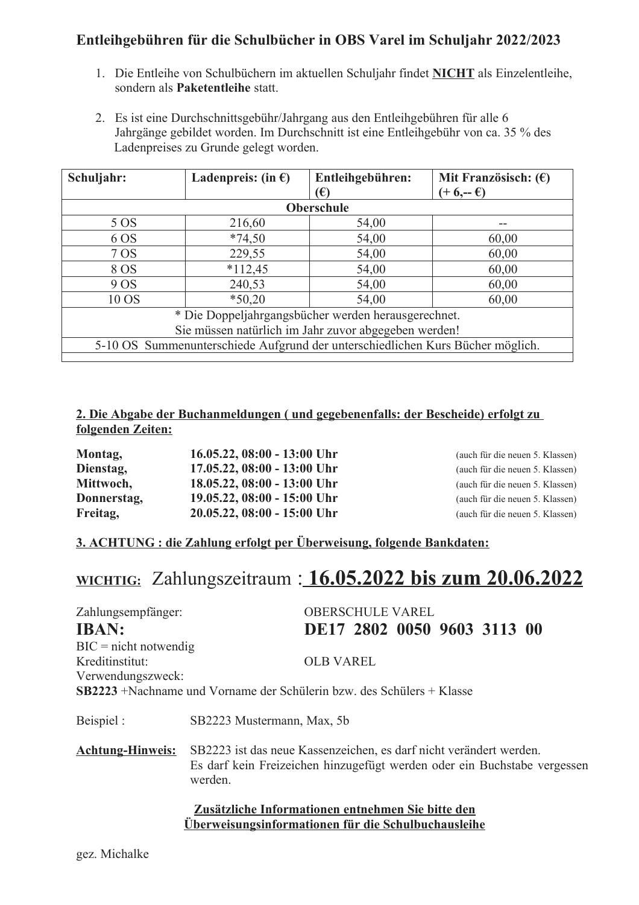## Entleihgebühren für die Schulbücher in OBS Varel im Schuljahr 2022/2023

1. Die Entleihe von Schulbüchern im aktuellen Schuljahr findet **NICHT** als Einzelentleihe, sondern als **Paketentleihe** statt.

2. Es ist eine Durchschnittsgebühr/Jahrgang aus den Entleihgebühren für alle 6 Jahrgänge gebildet worden. Im Durchschnitt ist eine Entleihgebühr von ca. 35 % des Ladenpreises zu Grunde gelegt worden.

| Schuljahr: | Ladenpreis: (in €) | Entleihgebühren: (€) | Mit Französisch: (€) (+ 6,-- €) |
|---|---|---|---|
| **Oberschule** | | | |
| 5 OS | 216,60 | 54,00 | -- |
| 6 OS | *74,50 | 54,00 | 60,00 |
| 7 OS | 229,55 | 54,00 | 60,00 |
| 8 OS | *112,45 | 54,00 | 60,00 |
| 9 OS | 240,53 | 54,00 | 60,00 |
| 10 OS | *50,20 | 54,00 | 60,00 |
| * Die Doppeljahrgangsbücher werden herausgerechnet. Sie müssen natürlich im Jahr zuvor abgegeben werden! | | | |
| 5-10 OS Summenunterschiede Aufgrund der unterschiedlichen Kurs Bücher möglich. | | | |

**2. Die Abgabe der Buchanmeldungen ( und gegebenenfalls: der Bescheide) erfolgt zu folgenden Zeiten:**

| | | |
|---|---|---|
| **Montag,** | **16.05.22, 08:00 - 13:00 Uhr** | (auch für die neuen 5. Klassen) |
| **Dienstag,** | **17.05.22, 08:00 - 13:00 Uhr** | (auch für die neuen 5. Klassen) |
| **Mittwoch,** | **18.05.22, 08:00 - 13:00 Uhr** | (auch für die neuen 5. Klassen) |
| **Donnerstag,** | **19.05.22, 08:00 - 15:00 Uhr** | (auch für die neuen 5. Klassen) |
| **Freitag,** | **20.05.22, 08:00 - 15:00 Uhr** | (auch für die neuen 5. Klassen) |

**3. ACHTUNG : die Zahlung erfolgt per Überweisung, folgende Bankdaten:**

# WICHTIG: Zahlungszeitraum : **16.05.2022 bis zum 20.06.2022**

Zahlungsempfänger: OBERSCHULE VAREL

**IBAN: DE17 2802 0050 9603 3113 00**

BIC = nicht notwendig

Kreditinstitut: OLB VAREL

Verwendungszweck:

**SB2223** +Nachname und Vorname der Schülerin bzw. des Schülers + Klasse

Beispiel : SB2223 Mustermann, Max, 5b

**Achtung-Hinweis:** SB2223 ist das neue Kassenzeichen, es darf nicht verändert werden. Es darf kein Freizeichen hinzugefügt werden oder ein Buchstabe vergessen werden.

**Zusätzliche Informationen entnehmen Sie bitte den Überweisungsinformationen für die Schulbuchausleihe**

gez. Michalke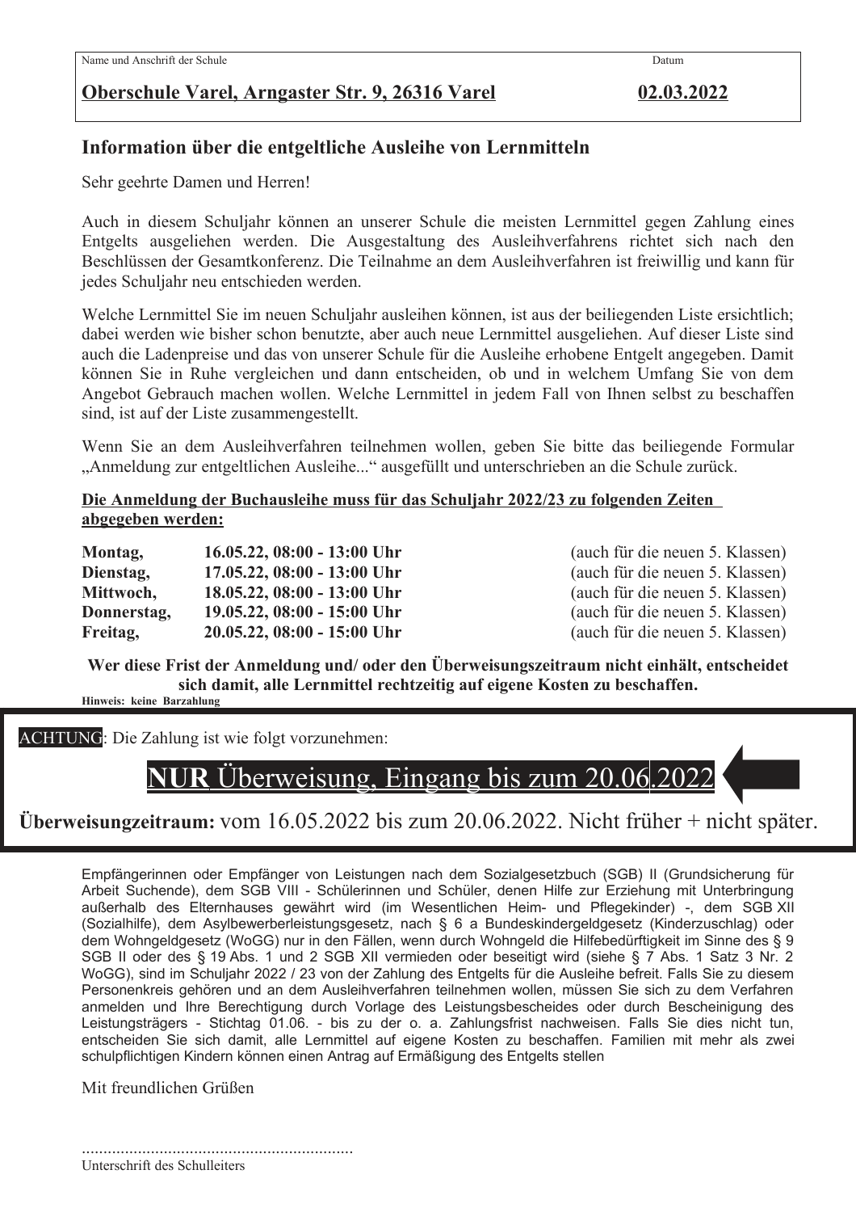Name und Anschrift der Schule | Datum

**Oberschule Varel, Arngaster Str. 9, 26316 Varel** | **02.03.2022**

## Information über die entgeltliche Ausleihe von Lernmitteln

Sehr geehrte Damen und Herren!

Auch in diesem Schuljahr können an unserer Schule die meisten Lernmittel gegen Zahlung eines Entgelts ausgeliehen werden. Die Ausgestaltung des Ausleihverfahrens richtet sich nach den Beschlüssen der Gesamtkonferenz. Die Teilnahme an dem Ausleihverfahren ist freiwillig und kann für jedes Schuljahr neu entschieden werden.

Welche Lernmittel Sie im neuen Schuljahr ausleihen können, ist aus der beiliegenden Liste ersichtlich; dabei werden wie bisher schon benutzte, aber auch neue Lernmittel ausgeliehen. Auf dieser Liste sind auch die Ladenpreise und das von unserer Schule für die Ausleihe erhobene Entgelt angegeben. Damit können Sie in Ruhe vergleichen und dann entscheiden, ob und in welchem Umfang Sie von dem Angebot Gebrauch machen wollen. Welche Lernmittel in jedem Fall von Ihnen selbst zu beschaffen sind, ist auf der Liste zusammengestellt.

Wenn Sie an dem Ausleihverfahren teilnehmen wollen, geben Sie bitte das beiliegende Formular „Anmeldung zur entgeltlichen Ausleihe..." ausgefüllt und unterschrieben an die Schule zurück.

**Die Anmeldung der Buchausleihe muss für das Schuljahr 2022/23 zu folgenden Zeiten abgegeben werden:**

| | | |
|---|---|---|
| **Montag,** | **16.05.22, 08:00 - 13:00 Uhr** | (auch für die neuen 5. Klassen) |
| **Dienstag,** | **17.05.22, 08:00 - 13:00 Uhr** | (auch für die neuen 5. Klassen) |
| **Mittwoch,** | **18.05.22, 08:00 - 13:00 Uhr** | (auch für die neuen 5. Klassen) |
| **Donnerstag,** | **19.05.22, 08:00 - 15:00 Uhr** | (auch für die neuen 5. Klassen) |
| **Freitag,** | **20.05.22, 08:00 - 15:00 Uhr** | (auch für die neuen 5. Klassen) |

**Wer diese Frist der Anmeldung und/ oder den Überweisungszeitraum nicht einhält, entscheidet sich damit, alle Lernmittel rechtzeitig auf eigene Kosten zu beschaffen.**

**Hinweis: keine Barzahlung**

ACHTUNG: Die Zahlung ist wie folgt vorzunehmen:

# **NUR** Überweisung, Eingang bis zum 20.06.2022

**Überweisungzeitraum:** vom 16.05.2022 bis zum 20.06.2022. Nicht früher + nicht später.

Empfängerinnen oder Empfänger von Leistungen nach dem Sozialgesetzbuch (SGB) II (Grundsicherung für Arbeit Suchende), dem SGB VIII - Schülerinnen und Schüler, denen Hilfe zur Erziehung mit Unterbringung außerhalb des Elternhauses gewährt wird (im Wesentlichen Heim- und Pflegekinder) -, dem SGB XII (Sozialhilfe), dem Asylbewerberleistungsgesetz, nach § 6 a Bundeskindergeldgesetz (Kinderzuschlag) oder dem Wohngeldgesetz (WoGG) nur in den Fällen, wenn durch Wohngeld die Hilfebedürftigkeit im Sinne des § 9 SGB II oder des § 19 Abs. 1 und 2 SGB XII vermieden oder beseitigt wird (siehe § 7 Abs. 1 Satz 3 Nr. 2 WoGG), sind im Schuljahr 2022 / 23 von der Zahlung des Entgelts für die Ausleihe befreit. Falls Sie zu diesem Personenkreis gehören und an dem Ausleihverfahren teilnehmen wollen, müssen Sie sich zu dem Verfahren anmelden und Ihre Berechtigung durch Vorlage des Leistungsbescheides oder durch Bescheinigung des Leistungsträgers - Stichtag 01.06. - bis zu der o. a. Zahlungsfrist nachweisen. Falls Sie dies nicht tun, entscheiden Sie sich damit, alle Lernmittel auf eigene Kosten zu beschaffen. Familien mit mehr als zwei schulpflichtigen Kindern können einen Antrag auf Ermäßigung des Entgelts stellen

Mit freundlichen Grüßen

..............................................................

Unterschrift des Schulleiters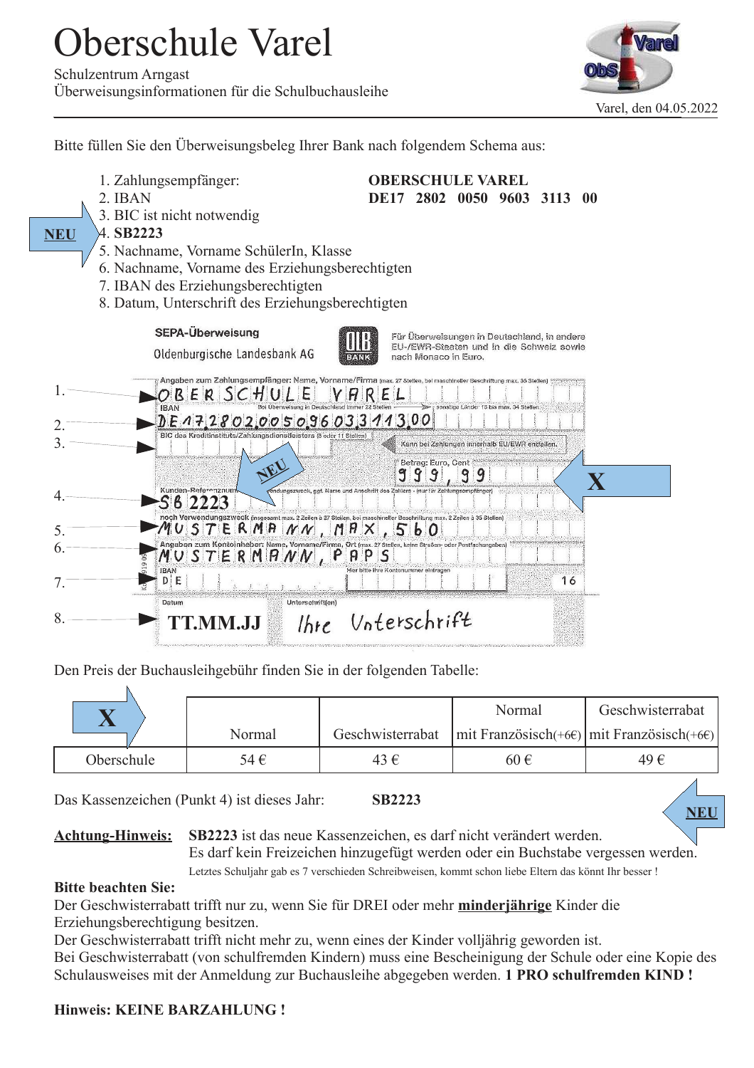# Oberschule Varel

Schulzentrum Arngast
Überweisungsinformationen für die Schulbuchausleihe

Varel, den 04.05.2022

Bitte füllen Sie den Überweisungsbeleg Ihrer Bank nach folgendem Schema aus:

1. Zahlungsempfänger: **OBERSCHULE VAREL**
2. IBAN **DE17 2802 0050 9603 3113 00**
3. BIC ist nicht notwendig
4. **SB2223** (**NEU**)
5. Nachname, Vorname SchülerIn, Klasse
6. Nachname, Vorname des Erziehungsberechtigten
7. IBAN des Erziehungsberechtigten
8. Datum, Unterschrift des Erziehungsberechtigten

SEPA-Überweisung
Oldenburgische Landesbank AG
Für Überweisungen in Deutschland, in andere EU-/EWR-Staaten und in die Schweiz sowie nach Monaco in Euro.

1. Angaben zum Zahlungsempfänger: Name, Vorname/Firma (max. 27 Stellen, bei maschineller Beschriftung max. 35 Stellen): OBERSCHULE VAREL
2. IBAN (Bei Überweisung in Deutschland immer 22 Stellen; sonstige Länder 15 bis max. 34 Stellen): DE17280200509603311300
3. BIC des Kreditinstituts/Zahlungsdienstleisters (8 oder 11 Stellen) – Kann bei Zahlungen innerhalb EU/EWR entfallen.

Betrag: Euro, Cent: 999,99 (**X**)

4. Kunden-Referenznummer – Verwendungszweck, ggf. Name und Anschrift des Zahlers – (nur für Zahlungsempfänger): SB 2223 (**NEU**)
5. noch Verwendungszweck (insgesamt max. 2 Zeilen à 27 Stellen, bei maschineller Beschriftung max. 2 Zeilen à 35 Stellen): MUSTERMANN, MAX, 5b0
6. Angaben zum Kontoinhaber: Name, Vorname/Firma, Ort (max. 27 Stellen, keine Straßen- oder Postfachangaben): MUSTERMANN, PAPS
7. IBAN – Hier bitte Ihre Kontonummer eintragen: DE ... 16
8. Datum: TT.MM.JJ – Unterschrift(en): Ihre Unterschrift

Den Preis der Buchausleihgebühr finden Sie in der folgenden Tabelle:

| X | Normal | Geschwisterrabatt | Normal mit Französisch(+6€) | Geschwisterrabatt mit Französisch(+6€) |
|---|---|---|---|---|
| Oberschule | 54 € | 43 € | 60 € | 49 € |

Das Kassenzeichen (Punkt 4) ist dieses Jahr: **SB2223** (**NEU**)

**Achtung-Hinweis:** **SB2223** ist das neue Kassenzeichen, es darf nicht verändert werden.
Es darf kein Freizeichen hinzugefügt werden oder ein Buchstabe vergessen werden.
Letztes Schuljahr gab es 7 verschieden Schreibweisen, kommt schon liebe Eltern das könnt Ihr besser !

**Bitte beachten Sie:**
Der Geschwisterrabatt trifft nur zu, wenn Sie für DREI oder mehr **minderjährige** Kinder die Erziehungsberechtigung besitzen.
Der Geschwisterrabatt trifft nicht mehr zu, wenn eines der Kinder volljährig geworden ist.
Bei Geschwisterrabatt (von schulfremden Kindern) muss eine Bescheinigung der Schule oder eine Kopie des Schulausweises mit der Anmeldung zur Buchausleihe abgegeben werden. **1 PRO schulfremden KIND !**

**Hinweis: KEINE BARZAHLUNG !**